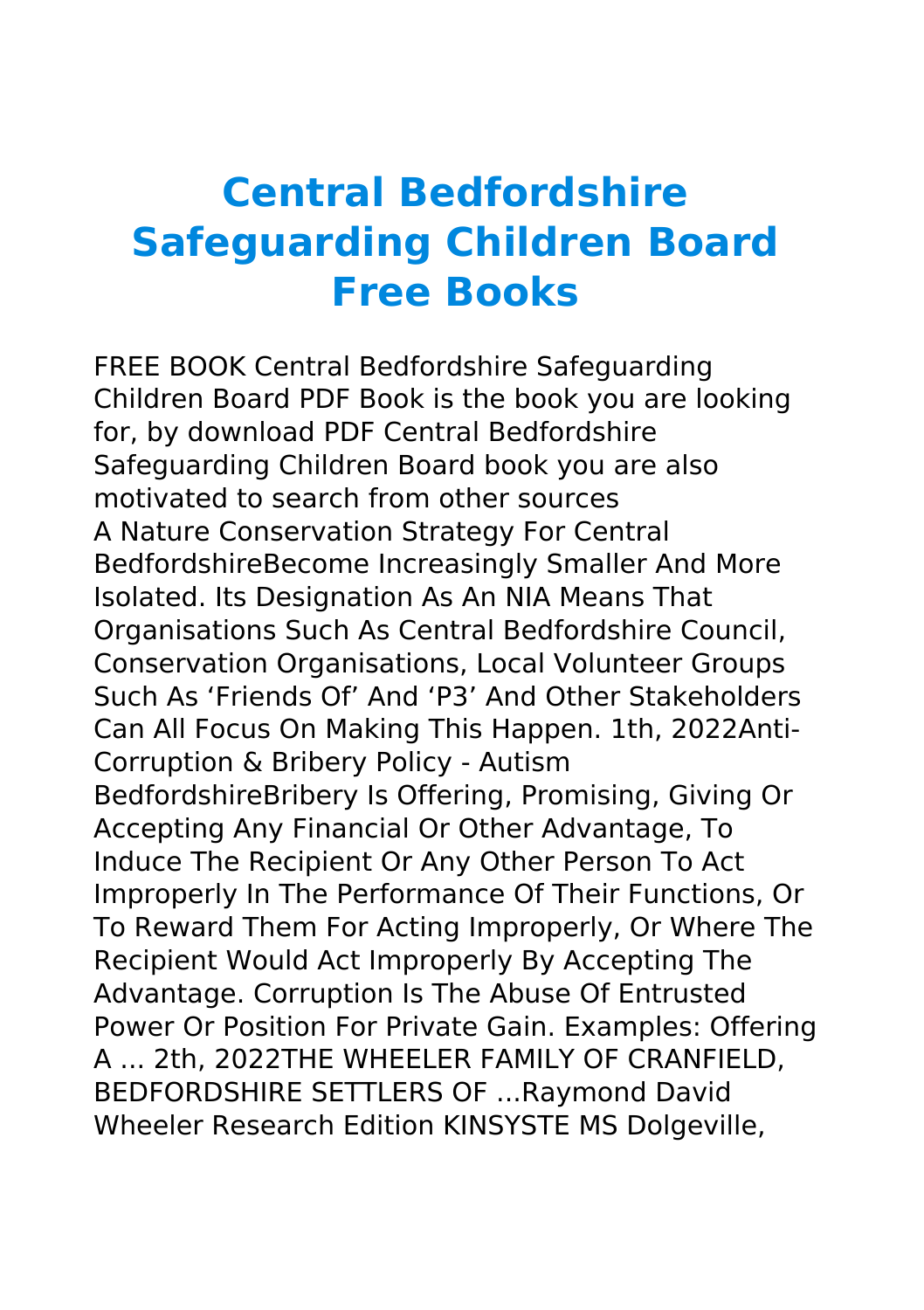# Central Bedfordshire Safeguarding Children Board Free Books

FREE BOOK Central Bedfordshire Safeguarding Children Board PDF Book is the book you are looking for, by download PDF Central Bedfordshire Safeguarding Children Board book you are also motivated to search from other sources

A Nature Conservation Strategy For Central BedfordshireBecome Increasingly Smaller And More Isolated. Its Designation As An NIA Means That Organisations Such As Central Bedfordshire Council, Conservation Organisations, Local Volunteer Groups Such As 'Friends Of' And 'P3' And Other Stakeholders Can All Focus On Making This Happen. 1th, 2022Anti-Corruption & Bribery Policy - Autism BedfordshireBribery Is Offering, Promising, Giving Or Accepting Any Financial Or Other Advantage, To Induce The Recipient Or Any Other Person To Act Improperly In The Performance Of Their Functions, Or To Reward Them For Acting Improperly, Or Where The Recipient Would Act Improperly By Accepting The Advantage. Corruption Is The Abuse Of Entrusted Power Or Position For Private Gain. Examples: Offering A ... 2th, 2022THE WHEELER FAMILY OF CRANFIELD, BEDFORDSHIRE SETTLERS OF ...Raymond David Wheeler Research Edition KINSYSTE MS Dolgeville,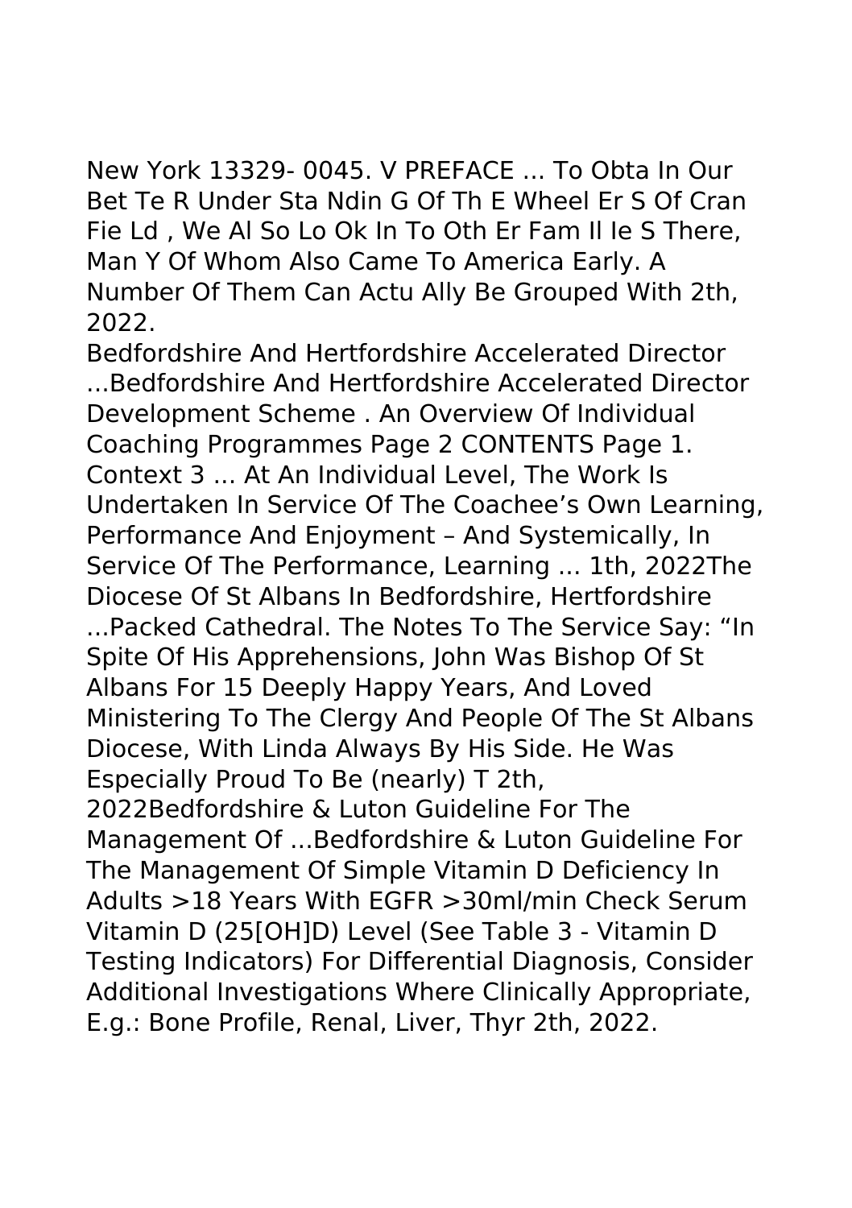New York 13329- 0045. V PREFACE ... To Obta In Our Bet Te R Under Sta Ndin G Of Th E Wheel Er S Of Cran Fie Ld , We Al So Lo Ok In To Oth Er Fam Il Ie S There, Man Y Of Whom Also Came To America Early. A Number Of Them Can Actu Ally Be Grouped With 2th, 2022.

Bedfordshire And Hertfordshire Accelerated Director ...Bedfordshire And Hertfordshire Accelerated Director Development Scheme . An Overview Of Individual Coaching Programmes Page 2 CONTENTS Page 1. Context 3 ... At An Individual Level, The Work Is Undertaken In Service Of The Coachee's Own Learning, Performance And Enjoyment – And Systemically, In Service Of The Performance, Learning ... 1th, 2022The Diocese Of St Albans In Bedfordshire, Hertfordshire ...Packed Cathedral. The Notes To The Service Say: "In Spite Of His Apprehensions, John Was Bishop Of St Albans For 15 Deeply Happy Years, And Loved Ministering To The Clergy And People Of The St Albans Diocese, With Linda Always By His Side. He Was Especially Proud To Be (nearly) T 2th, 2022Bedfordshire & Luton Guideline For The Management Of ...Bedfordshire & Luton Guideline For The Management Of Simple Vitamin D Deficiency In Adults >18 Years With EGFR >30ml/min Check Serum Vitamin D (25[OH]D) Level (See Table 3 - Vitamin D Testing Indicators) For Differential Diagnosis, Consider Additional Investigations Where Clinically Appropriate, E.g.: Bone Profile, Renal, Liver, Thyr 2th, 2022.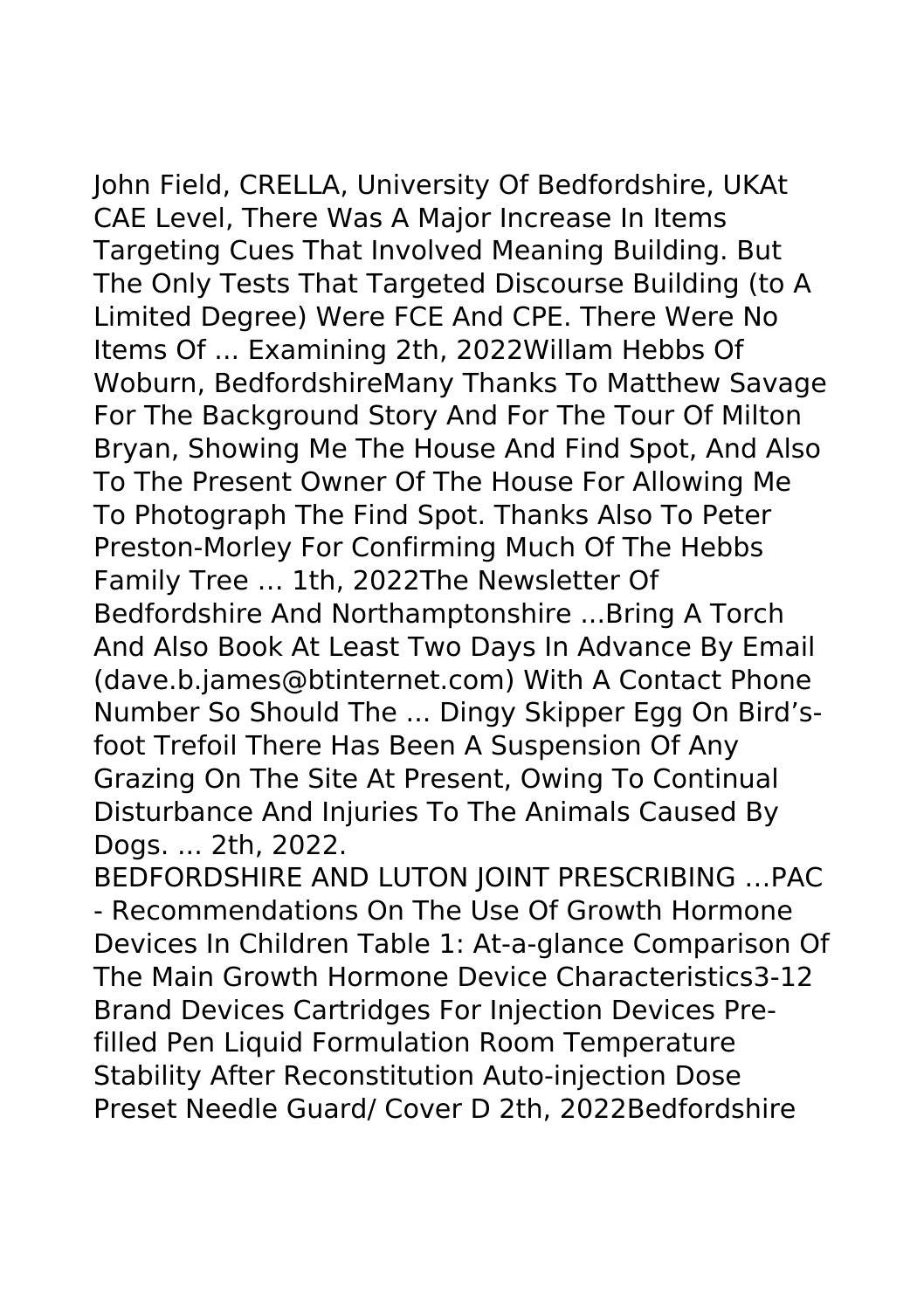John Field, CRELLA, University Of Bedfordshire, UKAt CAE Level, There Was A Major Increase In Items Targeting Cues That Involved Meaning Building. But The Only Tests That Targeted Discourse Building (to A Limited Degree) Were FCE And CPE. There Were No Items Of ... Examining 2th, 2022Willam Hebbs Of Woburn, BedfordshireMany Thanks To Matthew Savage For The Background Story And For The Tour Of Milton Bryan, Showing Me The House And Find Spot, And Also To The Present Owner Of The House For Allowing Me To Photograph The Find Spot. Thanks Also To Peter Preston-Morley For Confirming Much Of The Hebbs Family Tree … 1th, 2022The Newsletter Of Bedfordshire And Northamptonshire ...Bring A Torch And Also Book At Least Two Days In Advance By Email (dave.b.james@btinternet.com) With A Contact Phone Number So Should The ... Dingy Skipper Egg On Bird's-foot Trefoil There Has Been A Suspension Of Any Grazing On The Site At Present, Owing To Continual Disturbance And Injuries To The Animals Caused By Dogs. ... 2th, 2022.

BEDFORDSHIRE AND LUTON JOINT PRESCRIBING …PAC - Recommendations On The Use Of Growth Hormone Devices In Children Table 1: At-a-glance Comparison Of The Main Growth Hormone Device Characteristics3-12 Brand Devices Cartridges For Injection Devices Pre-filled Pen Liquid Formulation Room Temperature Stability After Reconstitution Auto-injection Dose Preset Needle Guard/ Cover D 2th, 2022Bedfordshire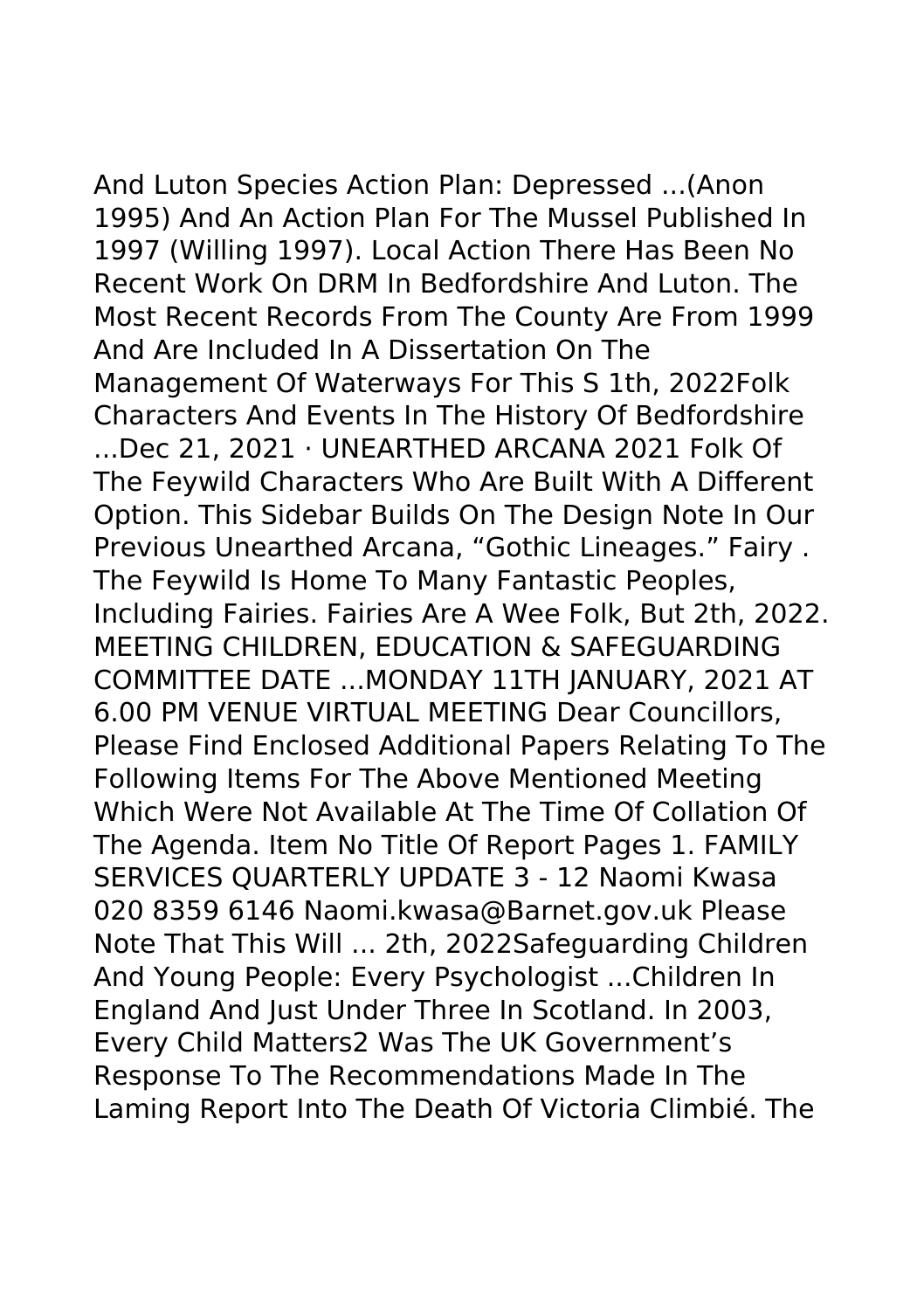And Luton Species Action Plan: Depressed ...(Anon 1995) And An Action Plan For The Mussel Published In 1997 (Willing 1997). Local Action There Has Been No Recent Work On DRM In Bedfordshire And Luton. The Most Recent Records From The County Are From 1999 And Are Included In A Dissertation On The Management Of Waterways For This S 1th, 2022Folk Characters And Events In The History Of Bedfordshire ...Dec 21, 2021 · UNEARTHED ARCANA 2021 Folk Of The Feywild Characters Who Are Built With A Different Option. This Sidebar Builds On The Design Note In Our Previous Unearthed Arcana, "Gothic Lineages." Fairy . The Feywild Is Home To Many Fantastic Peoples, Including Fairies. Fairies Are A Wee Folk, But 2th, 2022. MEETING CHILDREN, EDUCATION & SAFEGUARDING COMMITTEE DATE ...MONDAY 11TH JANUARY, 2021 AT 6.00 PM VENUE VIRTUAL MEETING Dear Councillors, Please Find Enclosed Additional Papers Relating To The Following Items For The Above Mentioned Meeting Which Were Not Available At The Time Of Collation Of The Agenda. Item No Title Of Report Pages 1. FAMILY SERVICES QUARTERLY UPDATE 3 - 12 Naomi Kwasa 020 8359 6146 Naomi.kwasa@Barnet.gov.uk Please Note That This Will ... 2th, 2022Safeguarding Children And Young People: Every Psychologist ...Children In England And Just Under Three In Scotland. In 2003, Every Child Matters2 Was The UK Government's Response To The Recommendations Made In The Laming Report Into The Death Of Victoria Climbié. The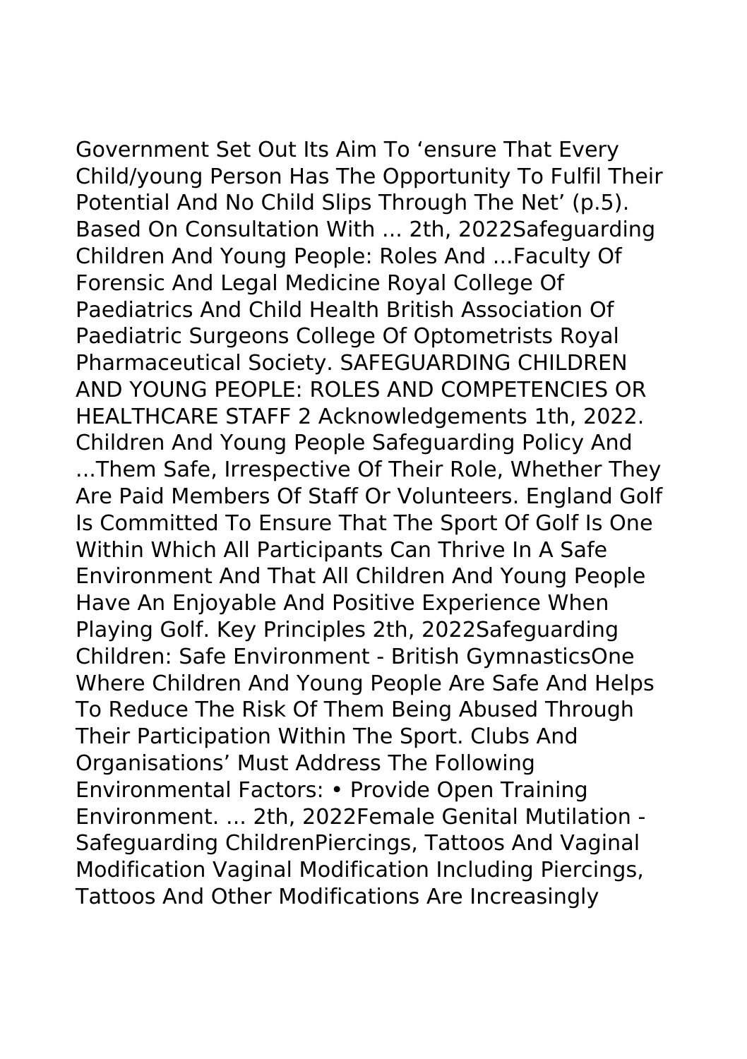Government Set Out Its Aim To 'ensure That Every Child/young Person Has The Opportunity To Fulfil Their Potential And No Child Slips Through The Net' (p.5). Based On Consultation With ... 2th, 2022Safeguarding Children And Young People: Roles And ...Faculty Of Forensic And Legal Medicine Royal College Of Paediatrics And Child Health British Association Of Paediatric Surgeons College Of Optometrists Royal Pharmaceutical Society. SAFEGUARDING CHILDREN AND YOUNG PEOPLE: ROLES AND COMPETENCIES OR HEALTHCARE STAFF 2 Acknowledgements 1th, 2022. Children And Young People Safeguarding Policy And ...Them Safe, Irrespective Of Their Role, Whether They Are Paid Members Of Staff Or Volunteers. England Golf Is Committed To Ensure That The Sport Of Golf Is One Within Which All Participants Can Thrive In A Safe Environment And That All Children And Young People Have An Enjoyable And Positive Experience When Playing Golf. Key Principles 2th, 2022Safeguarding Children: Safe Environment - British GymnasticsOne Where Children And Young People Are Safe And Helps To Reduce The Risk Of Them Being Abused Through Their Participation Within The Sport. Clubs And Organisations' Must Address The Following Environmental Factors: • Provide Open Training Environment. ... 2th, 2022Female Genital Mutilation - Safeguarding ChildrenPiercings, Tattoos And Vaginal Modification Vaginal Modification Including Piercings, Tattoos And Other Modifications Are Increasingly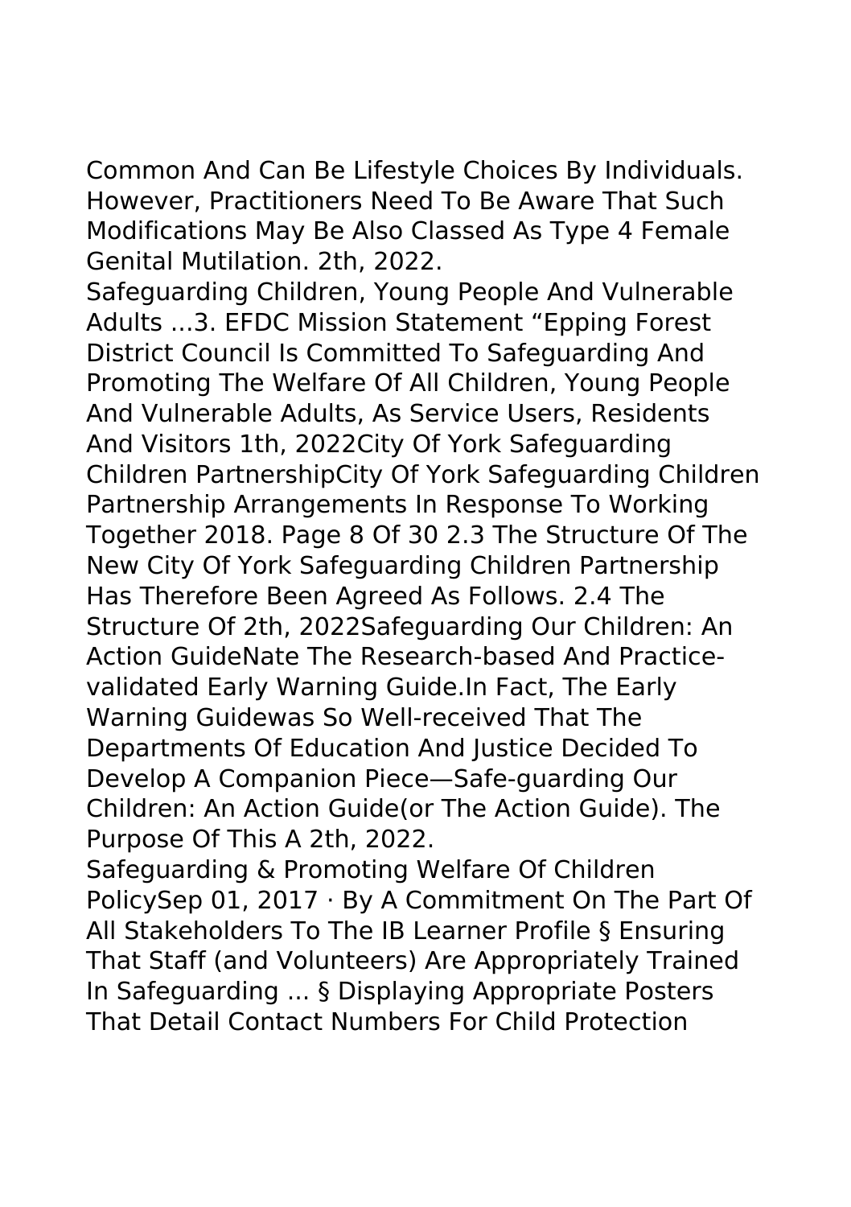Common And Can Be Lifestyle Choices By Individuals. However, Practitioners Need To Be Aware That Such Modifications May Be Also Classed As Type 4 Female Genital Mutilation. 2th, 2022.

Safeguarding Children, Young People And Vulnerable Adults ...3. EFDC Mission Statement "Epping Forest District Council Is Committed To Safeguarding And Promoting The Welfare Of All Children, Young People And Vulnerable Adults, As Service Users, Residents And Visitors 1th, 2022City Of York Safeguarding Children PartnershipCity Of York Safeguarding Children Partnership Arrangements In Response To Working Together 2018. Page 8 Of 30 2.3 The Structure Of The New City Of York Safeguarding Children Partnership Has Therefore Been Agreed As Follows. 2.4 The Structure Of 2th, 2022Safeguarding Our Children: An Action GuideNate The Research-based And Practice-validated Early Warning Guide.In Fact, The Early Warning Guidewas So Well-received That The Departments Of Education And Justice Decided To Develop A Companion Piece—Safe-guarding Our Children: An Action Guide(or The Action Guide). The Purpose Of This A 2th, 2022.

Safeguarding & Promoting Welfare Of Children PolicySep 01, 2017 · By A Commitment On The Part Of All Stakeholders To The IB Learner Profile § Ensuring That Staff (and Volunteers) Are Appropriately Trained In Safeguarding ... § Displaying Appropriate Posters That Detail Contact Numbers For Child Protection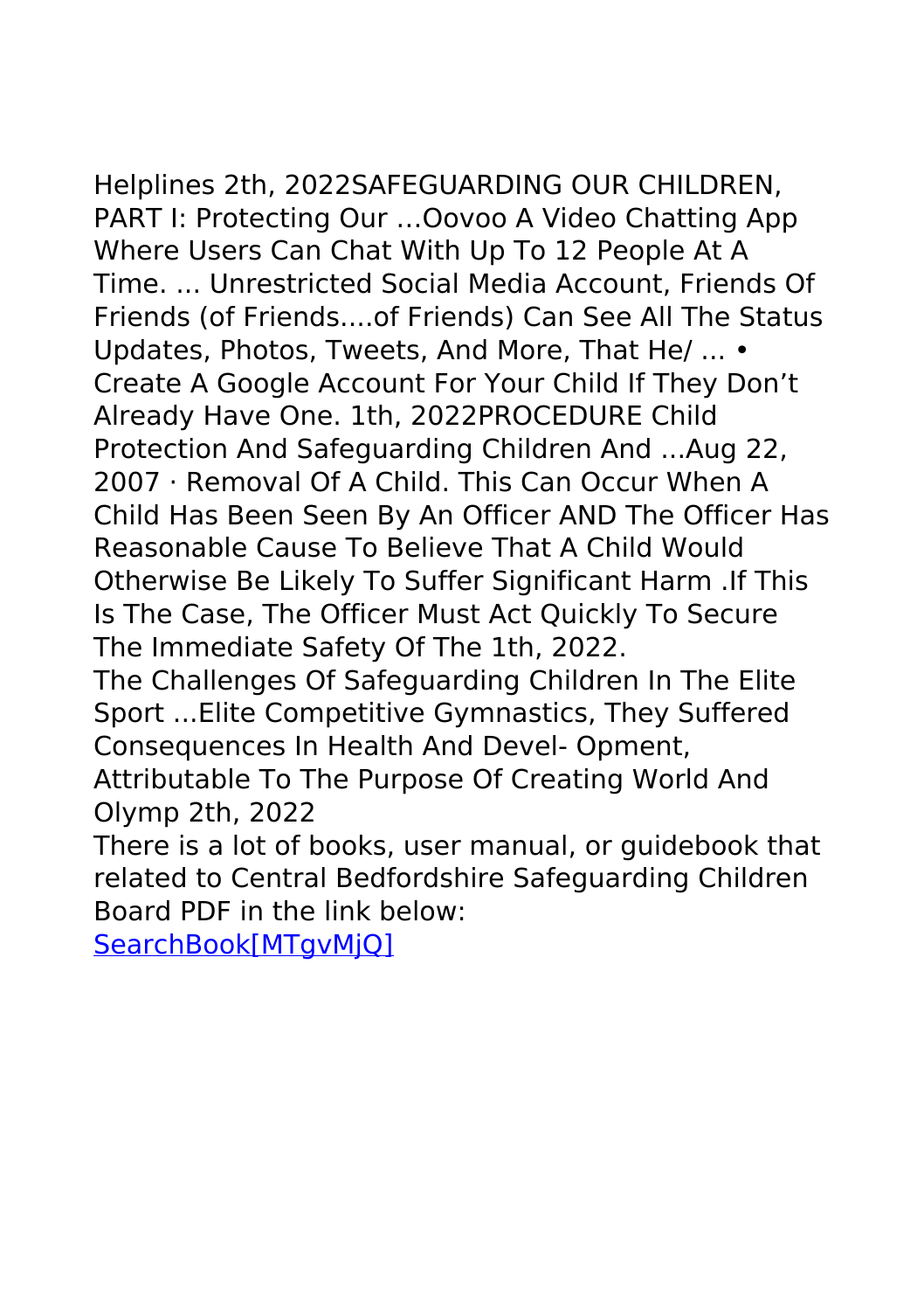Helplines 2th, 2022SAFEGUARDING OUR CHILDREN, PART I: Protecting Our …Oovoo A Video Chatting App Where Users Can Chat With Up To 12 People At A Time. ... Unrestricted Social Media Account, Friends Of Friends (of Friends....of Friends) Can See All The Status Updates, Photos, Tweets, And More, That He/ ... • Create A Google Account For Your Child If They Don't Already Have One. 1th, 2022PROCEDURE Child Protection And Safeguarding Children And ...Aug 22, 2007 · Removal Of A Child. This Can Occur When A Child Has Been Seen By An Officer AND The Officer Has Reasonable Cause To Believe That A Child Would Otherwise Be Likely To Suffer Significant Harm .If This Is The Case, The Officer Must Act Quickly To Secure The Immediate Safety Of The 1th, 2022.

The Challenges Of Safeguarding Children In The Elite Sport ...Elite Competitive Gymnastics, They Suffered Consequences In Health And Devel- Opment, Attributable To The Purpose Of Creating World And Olymp 2th, 2022

There is a lot of books, user manual, or guidebook that related to Central Bedfordshire Safeguarding Children Board PDF in the link below:

SearchBook[MTgvMjQ]